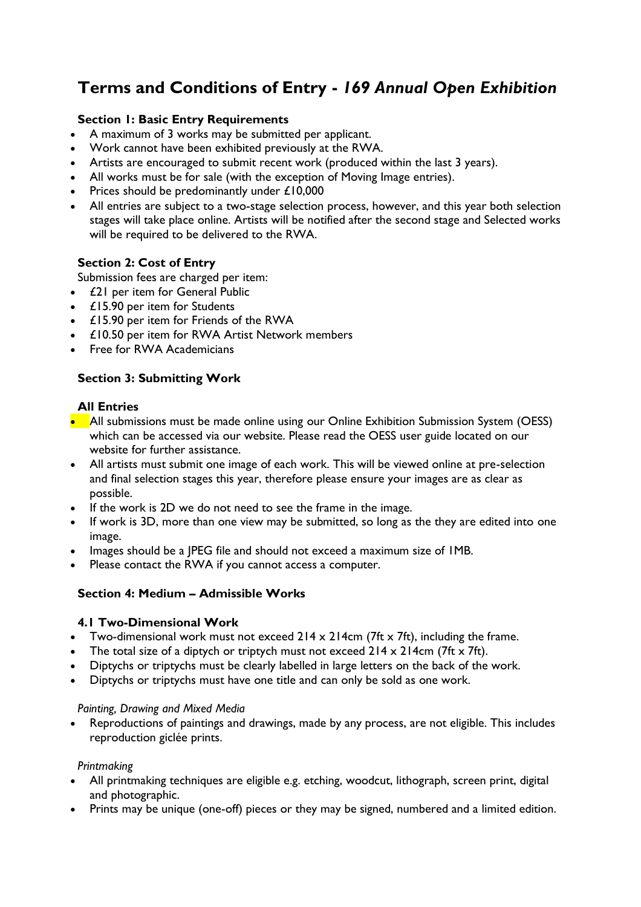# Terms and Conditions of Entry - *169 Annual Open Exhibition*

## Section 1: Basic Entry Requirements

- A maximum of 3 works may be submitted per applicant.
- Work cannot have been exhibited previously at the RWA.
- Artists are encouraged to submit recent work (produced within the last 3 years).
- All works must be for sale (with the exception of Moving Image entries).
- Prices should be predominantly under £10,000
- All entries are subject to a two-stage selection process, however, and this year both selection stages will take place online. Artists will be notified after the second stage and Selected works will be required to be delivered to the RWA.

## Section 2: Cost of Entry

Submission fees are charged per item:

- £21 per item for General Public
- £15.90 per item for Students
- £15.90 per item for Friends of the RWA
- £10.50 per item for RWA Artist Network members
- Free for RWA Academicians

## Section 3: Submitting Work

### All Entries

- All submissions must be made online using our Online Exhibition Submission System (OESS) which can be accessed via our website. Please read the OESS user guide located on our website for further assistance.
- All artists must submit one image of each work. This will be viewed online at pre-selection and final selection stages this year, therefore please ensure your images are as clear as possible.
- If the work is 2D we do not need to see the frame in the image.
- If work is 3D, more than one view may be submitted, so long as the they are edited into one image.
- Images should be a JPEG file and should not exceed a maximum size of 1MB.
- Please contact the RWA if you cannot access a computer.

## Section 4: Medium – Admissible Works

### 4.1 Two-Dimensional Work

- Two-dimensional work must not exceed 214 x 214cm (7ft x 7ft), including the frame.
- The total size of a diptych or triptych must not exceed 214 x 214cm (7ft x 7ft).
- Diptychs or triptychs must be clearly labelled in large letters on the back of the work.
- Diptychs or triptychs must have one title and can only be sold as one work.

*Painting, Drawing and Mixed Media*

- Reproductions of paintings and drawings, made by any process, are not eligible. This includes reproduction giclée prints.

*Printmaking*

- All printmaking techniques are eligible e.g. etching, woodcut, lithograph, screen print, digital and photographic.
- Prints may be unique (one-off) pieces or they may be signed, numbered and a limited edition.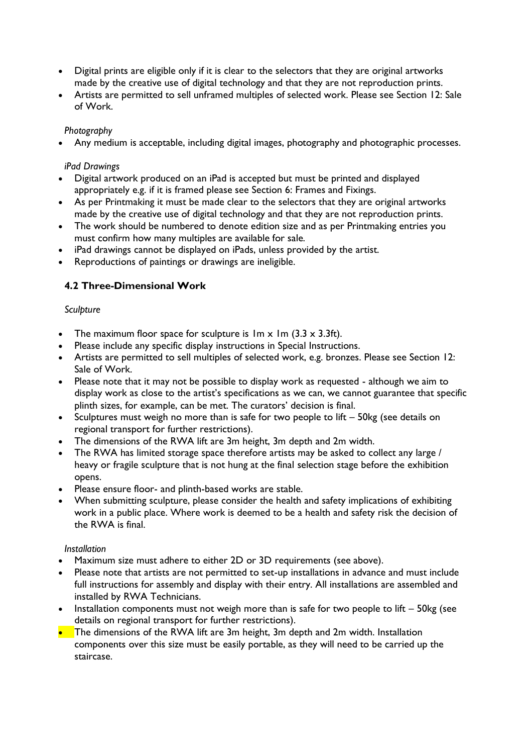- Digital prints are eligible only if it is clear to the selectors that they are original artworks made by the creative use of digital technology and that they are not reproduction prints.
- Artists are permitted to sell unframed multiples of selected work. Please see Section 12: Sale of Work.

*Photography*

- Any medium is acceptable, including digital images, photography and photographic processes.

*iPad Drawings*

- Digital artwork produced on an iPad is accepted but must be printed and displayed appropriately e.g. if it is framed please see Section 6: Frames and Fixings.
- As per Printmaking it must be made clear to the selectors that they are original artworks made by the creative use of digital technology and that they are not reproduction prints.
- The work should be numbered to denote edition size and as per Printmaking entries you must confirm how many multiples are available for sale.
- iPad drawings cannot be displayed on iPads, unless provided by the artist.
- Reproductions of paintings or drawings are ineligible.

### 4.2 Three-Dimensional Work

*Sculpture*

- The maximum floor space for sculpture is 1m x 1m (3.3 x 3.3ft).
- Please include any specific display instructions in Special Instructions.
- Artists are permitted to sell multiples of selected work, e.g. bronzes. Please see Section 12: Sale of Work.
- Please note that it may not be possible to display work as requested - although we aim to display work as close to the artist's specifications as we can, we cannot guarantee that specific plinth sizes, for example, can be met. The curators' decision is final.
- Sculptures must weigh no more than is safe for two people to lift – 50kg (see details on regional transport for further restrictions).
- The dimensions of the RWA lift are 3m height, 3m depth and 2m width.
- The RWA has limited storage space therefore artists may be asked to collect any large / heavy or fragile sculpture that is not hung at the final selection stage before the exhibition opens.
- Please ensure floor- and plinth-based works are stable.
- When submitting sculpture, please consider the health and safety implications of exhibiting work in a public place. Where work is deemed to be a health and safety risk the decision of the RWA is final.

*Installation*

- Maximum size must adhere to either 2D or 3D requirements (see above).
- Please note that artists are not permitted to set-up installations in advance and must include full instructions for assembly and display with their entry. All installations are assembled and installed by RWA Technicians.
- Installation components must not weigh more than is safe for two people to lift – 50kg (see details on regional transport for further restrictions).
- The dimensions of the RWA lift are 3m height, 3m depth and 2m width. Installation components over this size must be easily portable, as they will need to be carried up the staircase.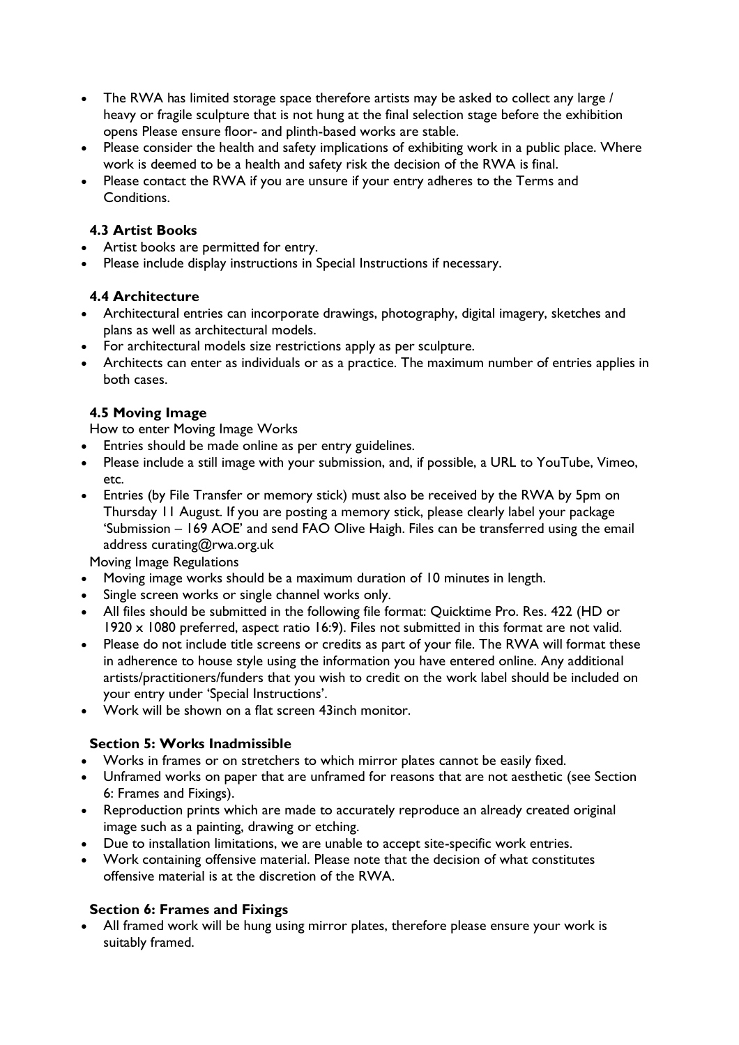- The RWA has limited storage space therefore artists may be asked to collect any large / heavy or fragile sculpture that is not hung at the final selection stage before the exhibition opens Please ensure floor- and plinth-based works are stable.
- Please consider the health and safety implications of exhibiting work in a public place. Where work is deemed to be a health and safety risk the decision of the RWA is final.
- Please contact the RWA if you are unsure if your entry adheres to the Terms and Conditions.

### 4.3 Artist Books

- Artist books are permitted for entry.
- Please include display instructions in Special Instructions if necessary.

### 4.4 Architecture

- Architectural entries can incorporate drawings, photography, digital imagery, sketches and plans as well as architectural models.
- For architectural models size restrictions apply as per sculpture.
- Architects can enter as individuals or as a practice. The maximum number of entries applies in both cases.

### 4.5 Moving Image

How to enter Moving Image Works

- Entries should be made online as per entry guidelines.
- Please include a still image with your submission, and, if possible, a URL to YouTube, Vimeo, etc.
- Entries (by File Transfer or memory stick) must also be received by the RWA by 5pm on Thursday 11 August. If you are posting a memory stick, please clearly label your package 'Submission – 169 AOE' and send FAO Olive Haigh. Files can be transferred using the email address curating@rwa.org.uk

Moving Image Regulations

- Moving image works should be a maximum duration of 10 minutes in length.
- Single screen works or single channel works only.
- All files should be submitted in the following file format: Quicktime Pro. Res. 422 (HD or 1920 x 1080 preferred, aspect ratio 16:9). Files not submitted in this format are not valid.
- Please do not include title screens or credits as part of your file. The RWA will format these in adherence to house style using the information you have entered online. Any additional artists/practitioners/funders that you wish to credit on the work label should be included on your entry under 'Special Instructions'.
- Work will be shown on a flat screen 43inch monitor.

### Section 5: Works Inadmissible

- Works in frames or on stretchers to which mirror plates cannot be easily fixed.
- Unframed works on paper that are unframed for reasons that are not aesthetic (see Section 6: Frames and Fixings).
- Reproduction prints which are made to accurately reproduce an already created original image such as a painting, drawing or etching.
- Due to installation limitations, we are unable to accept site-specific work entries.
- Work containing offensive material. Please note that the decision of what constitutes offensive material is at the discretion of the RWA.

### Section 6: Frames and Fixings

- All framed work will be hung using mirror plates, therefore please ensure your work is suitably framed.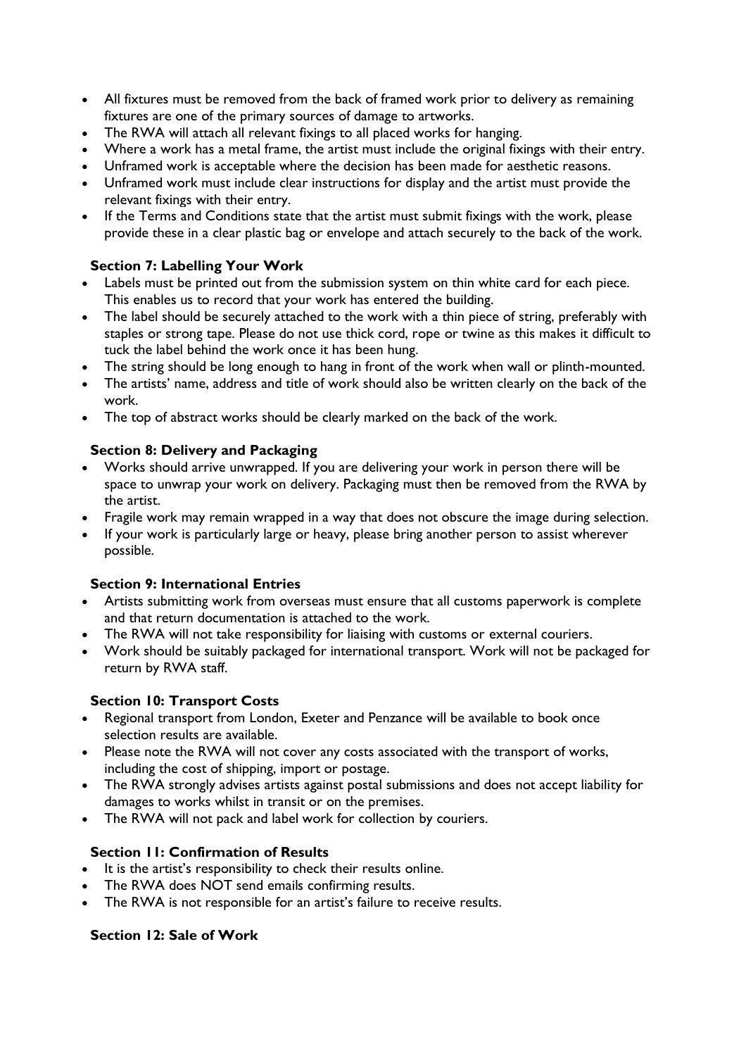- All fixtures must be removed from the back of framed work prior to delivery as remaining fixtures are one of the primary sources of damage to artworks.
- The RWA will attach all relevant fixings to all placed works for hanging.
- Where a work has a metal frame, the artist must include the original fixings with their entry.
- Unframed work is acceptable where the decision has been made for aesthetic reasons.
- Unframed work must include clear instructions for display and the artist must provide the relevant fixings with their entry.
- If the Terms and Conditions state that the artist must submit fixings with the work, please provide these in a clear plastic bag or envelope and attach securely to the back of the work.

### Section 7: Labelling Your Work

- Labels must be printed out from the submission system on thin white card for each piece. This enables us to record that your work has entered the building.
- The label should be securely attached to the work with a thin piece of string, preferably with staples or strong tape. Please do not use thick cord, rope or twine as this makes it difficult to tuck the label behind the work once it has been hung.
- The string should be long enough to hang in front of the work when wall or plinth-mounted.
- The artists' name, address and title of work should also be written clearly on the back of the work.
- The top of abstract works should be clearly marked on the back of the work.

### Section 8: Delivery and Packaging

- Works should arrive unwrapped. If you are delivering your work in person there will be space to unwrap your work on delivery. Packaging must then be removed from the RWA by the artist.
- Fragile work may remain wrapped in a way that does not obscure the image during selection.
- If your work is particularly large or heavy, please bring another person to assist wherever possible.

### Section 9: International Entries

- Artists submitting work from overseas must ensure that all customs paperwork is complete and that return documentation is attached to the work.
- The RWA will not take responsibility for liaising with customs or external couriers.
- Work should be suitably packaged for international transport. Work will not be packaged for return by RWA staff.

### Section 10: Transport Costs

- Regional transport from London, Exeter and Penzance will be available to book once selection results are available.
- Please note the RWA will not cover any costs associated with the transport of works, including the cost of shipping, import or postage.
- The RWA strongly advises artists against postal submissions and does not accept liability for damages to works whilst in transit or on the premises.
- The RWA will not pack and label work for collection by couriers.

### Section 11: Confirmation of Results

- It is the artist's responsibility to check their results online.
- The RWA does NOT send emails confirming results.
- The RWA is not responsible for an artist's failure to receive results.

### Section 12: Sale of Work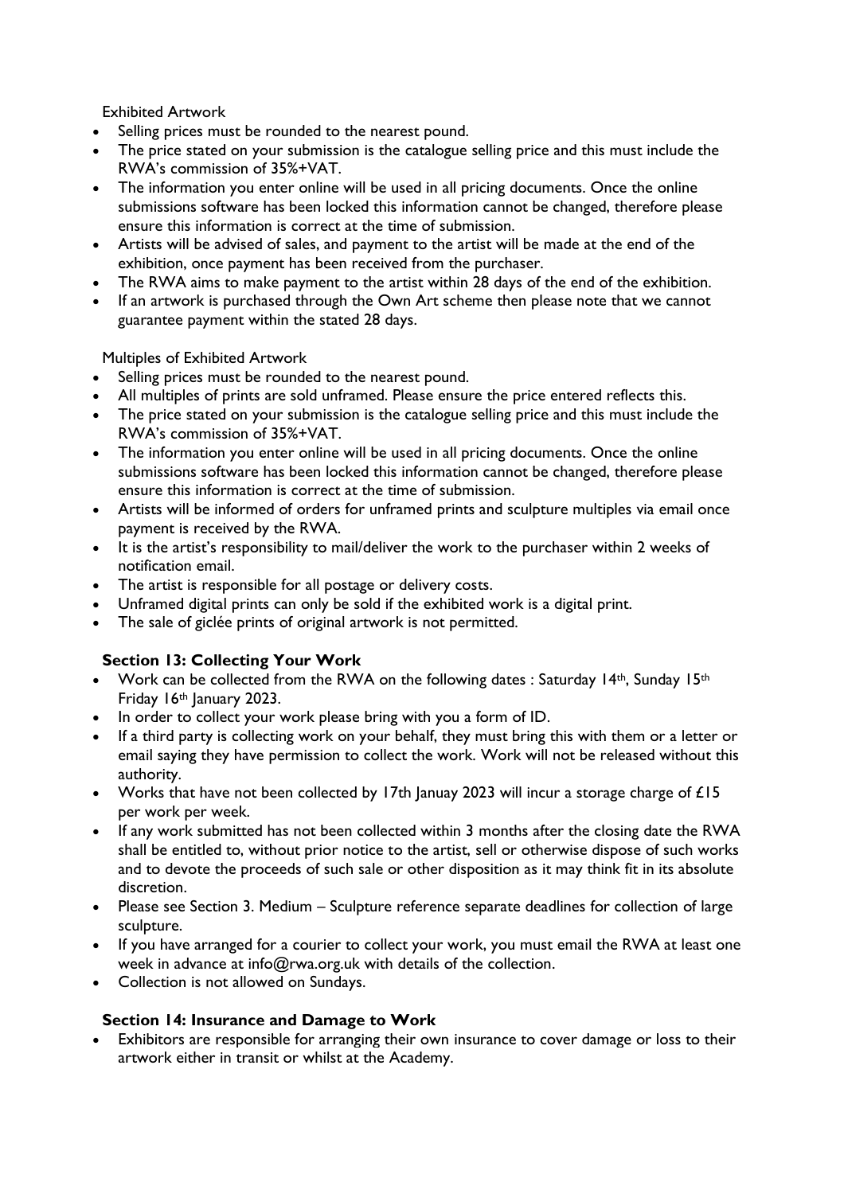Exhibited Artwork

- Selling prices must be rounded to the nearest pound.
- The price stated on your submission is the catalogue selling price and this must include the RWA's commission of 35%+VAT.
- The information you enter online will be used in all pricing documents. Once the online submissions software has been locked this information cannot be changed, therefore please ensure this information is correct at the time of submission.
- Artists will be advised of sales, and payment to the artist will be made at the end of the exhibition, once payment has been received from the purchaser.
- The RWA aims to make payment to the artist within 28 days of the end of the exhibition.
- If an artwork is purchased through the Own Art scheme then please note that we cannot guarantee payment within the stated 28 days.

Multiples of Exhibited Artwork

- Selling prices must be rounded to the nearest pound.
- All multiples of prints are sold unframed. Please ensure the price entered reflects this.
- The price stated on your submission is the catalogue selling price and this must include the RWA's commission of 35%+VAT.
- The information you enter online will be used in all pricing documents. Once the online submissions software has been locked this information cannot be changed, therefore please ensure this information is correct at the time of submission.
- Artists will be informed of orders for unframed prints and sculpture multiples via email once payment is received by the RWA.
- It is the artist's responsibility to mail/deliver the work to the purchaser within 2 weeks of notification email.
- The artist is responsible for all postage or delivery costs.
- Unframed digital prints can only be sold if the exhibited work is a digital print.
- The sale of giclée prints of original artwork is not permitted.

## Section 13: Collecting Your Work

- Work can be collected from the RWA on the following dates : Saturday 14th, Sunday 15th Friday 16th January 2023.
- In order to collect your work please bring with you a form of ID.
- If a third party is collecting work on your behalf, they must bring this with them or a letter or email saying they have permission to collect the work. Work will not be released without this authority.
- Works that have not been collected by 17th Januay 2023 will incur a storage charge of £15 per work per week.
- If any work submitted has not been collected within 3 months after the closing date the RWA shall be entitled to, without prior notice to the artist, sell or otherwise dispose of such works and to devote the proceeds of such sale or other disposition as it may think fit in its absolute discretion.
- Please see Section 3. Medium – Sculpture reference separate deadlines for collection of large sculpture.
- If you have arranged for a courier to collect your work, you must email the RWA at least one week in advance at info@rwa.org.uk with details of the collection.
- Collection is not allowed on Sundays.

## Section 14: Insurance and Damage to Work

- Exhibitors are responsible for arranging their own insurance to cover damage or loss to their artwork either in transit or whilst at the Academy.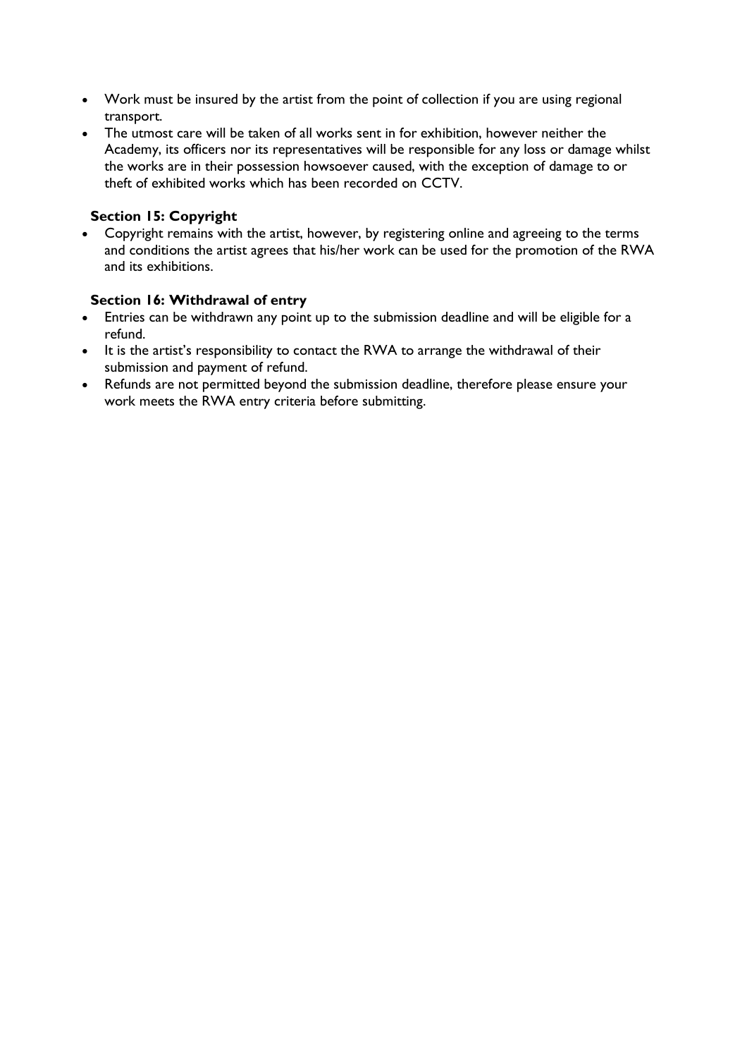- Work must be insured by the artist from the point of collection if you are using regional transport.
- The utmost care will be taken of all works sent in for exhibition, however neither the Academy, its officers nor its representatives will be responsible for any loss or damage whilst the works are in their possession howsoever caused, with the exception of damage to or theft of exhibited works which has been recorded on CCTV.

**Section 15: Copyright**

- Copyright remains with the artist, however, by registering online and agreeing to the terms and conditions the artist agrees that his/her work can be used for the promotion of the RWA and its exhibitions.

**Section 16: Withdrawal of entry**

- Entries can be withdrawn any point up to the submission deadline and will be eligible for a refund.
- It is the artist's responsibility to contact the RWA to arrange the withdrawal of their submission and payment of refund.
- Refunds are not permitted beyond the submission deadline, therefore please ensure your work meets the RWA entry criteria before submitting.